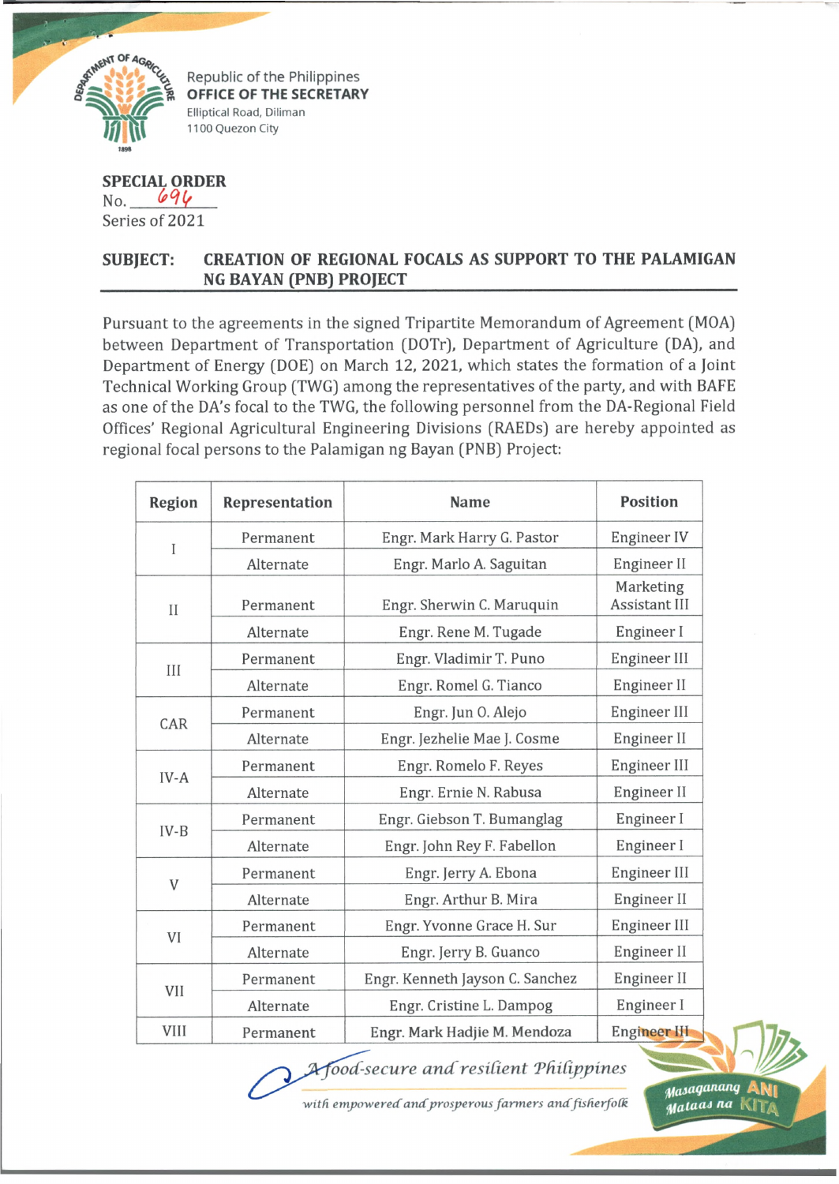Republic of the Philippines
**OFFICE OF THE SECRETARY**
Elliptical Road, Diliman
1100 Quezon City

**SPECIAL ORDER**
No. 696
Series of 2021

**SUBJECT: CREATION OF REGIONAL FOCALS AS SUPPORT TO THE PALAMIGAN NG BAYAN (PNB) PROJECT**

Pursuant to the agreements in the signed Tripartite Memorandum of Agreement (MOA) between Department of Transportation (DOTr), Department of Agriculture (DA), and Department of Energy (DOE) on March 12, 2021, which states the formation of a Joint Technical Working Group (TWG) among the representatives of the party, and with BAFE as one of the DA's focal to the TWG, the following personnel from the DA-Regional Field Offices' Regional Agricultural Engineering Divisions (RAEDs) are hereby appointed as regional focal persons to the Palamigan ng Bayan (PNB) Project:

| Region | Representation | Name | Position |
|---|---|---|---|
| I | Permanent | Engr. Mark Harry G. Pastor | Engineer IV |
| | Alternate | Engr. Marlo A. Saguitan | Engineer II |
| II | Permanent | Engr. Sherwin C. Maruquin | Marketing Assistant III |
| | Alternate | Engr. Rene M. Tugade | Engineer I |
| III | Permanent | Engr. Vladimir T. Puno | Engineer III |
| | Alternate | Engr. Romel G. Tianco | Engineer II |
| CAR | Permanent | Engr. Jun O. Alejo | Engineer III |
| | Alternate | Engr. Jezhelie Mae J. Cosme | Engineer II |
| IV-A | Permanent | Engr. Romelo F. Reyes | Engineer III |
| | Alternate | Engr. Ernie N. Rabusa | Engineer II |
| IV-B | Permanent | Engr. Giebson T. Bumanglag | Engineer I |
| | Alternate | Engr. John Rey F. Fabellon | Engineer I |
| V | Permanent | Engr. Jerry A. Ebona | Engineer III |
| | Alternate | Engr. Arthur B. Mira | Engineer II |
| VI | Permanent | Engr. Yvonne Grace H. Sur | Engineer III |
| | Alternate | Engr. Jerry B. Guanco | Engineer II |
| VII | Permanent | Engr. Kenneth Jayson C. Sanchez | Engineer II |
| | Alternate | Engr. Cristine L. Dampog | Engineer I |
| VIII | Permanent | Engr. Mark Hadjie M. Mendoza | Engineer III |

*A food-secure and resilient Philippines*
*with empowered and prosperous farmers and fisherfolk*

Masaganang ANI Mataas na KITA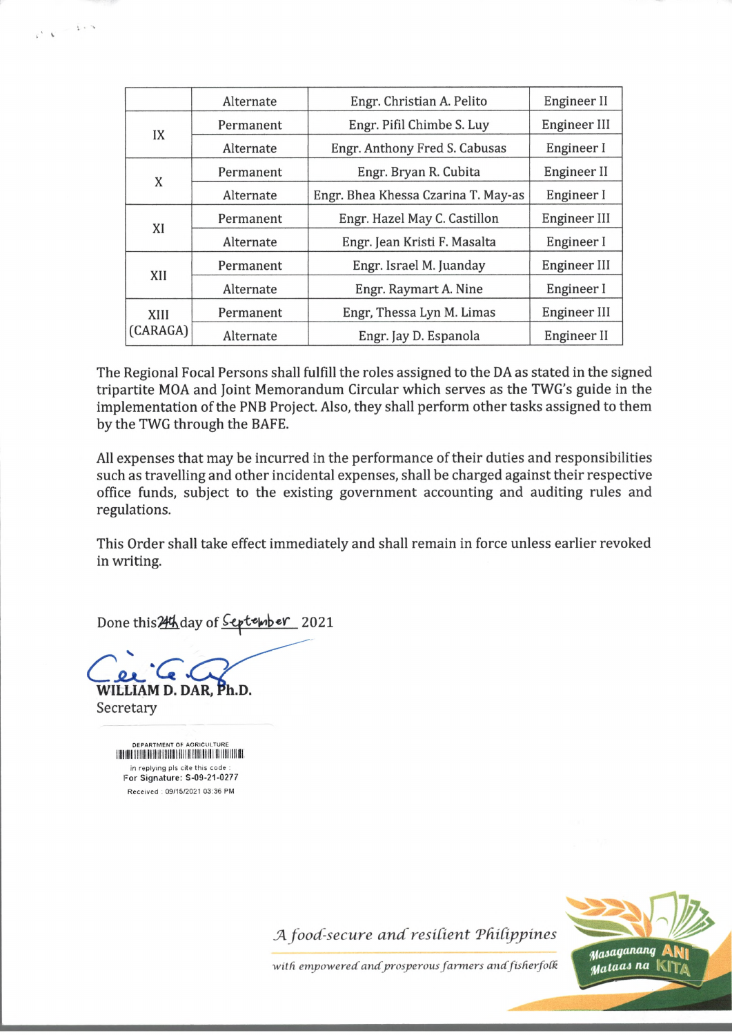| | | | |
|---|---|---|---|
| | Alternate | Engr. Christian A. Pelito | Engineer II |
| IX | Permanent | Engr. Pifil Chimbe S. Luy | Engineer III |
| | Alternate | Engr. Anthony Fred S. Cabusas | Engineer I |
| X | Permanent | Engr. Bryan R. Cubita | Engineer II |
| | Alternate | Engr. Bhea Khessa Czarina T. May-as | Engineer I |
| XI | Permanent | Engr. Hazel May C. Castillon | Engineer III |
| | Alternate | Engr. Jean Kristi F. Masalta | Engineer I |
| XII | Permanent | Engr. Israel M. Juanday | Engineer III |
| | Alternate | Engr. Raymart A. Nine | Engineer I |
| XIII (CARAGA) | Permanent | Engr, Thessa Lyn M. Limas | Engineer III |
| | Alternate | Engr. Jay D. Espanola | Engineer II |

The Regional Focal Persons shall fulfill the roles assigned to the DA as stated in the signed tripartite MOA and Joint Memorandum Circular which serves as the TWG's guide in the implementation of the PNB Project. Also, they shall perform other tasks assigned to them by the TWG through the BAFE.

All expenses that may be incurred in the performance of their duties and responsibilities such as travelling and other incidental expenses, shall be charged against their respective office funds, subject to the existing government accounting and auditing rules and regulations.

This Order shall take effect immediately and shall remain in force unless earlier revoked in writing.

Done this 24th day of September 2021

**WILLIAM D. DAR, Ph.D.**
Secretary

DEPARTMENT OF AGRICULTURE
in replying pls cite this code :
For Signature: S-09-21-0277
Received : 09/15/2021 03:36 PM

*A food-secure and resilient Philippines with empowered and prosperous farmers and fisherfolk*

Masaganang ANI Mataas na KITA